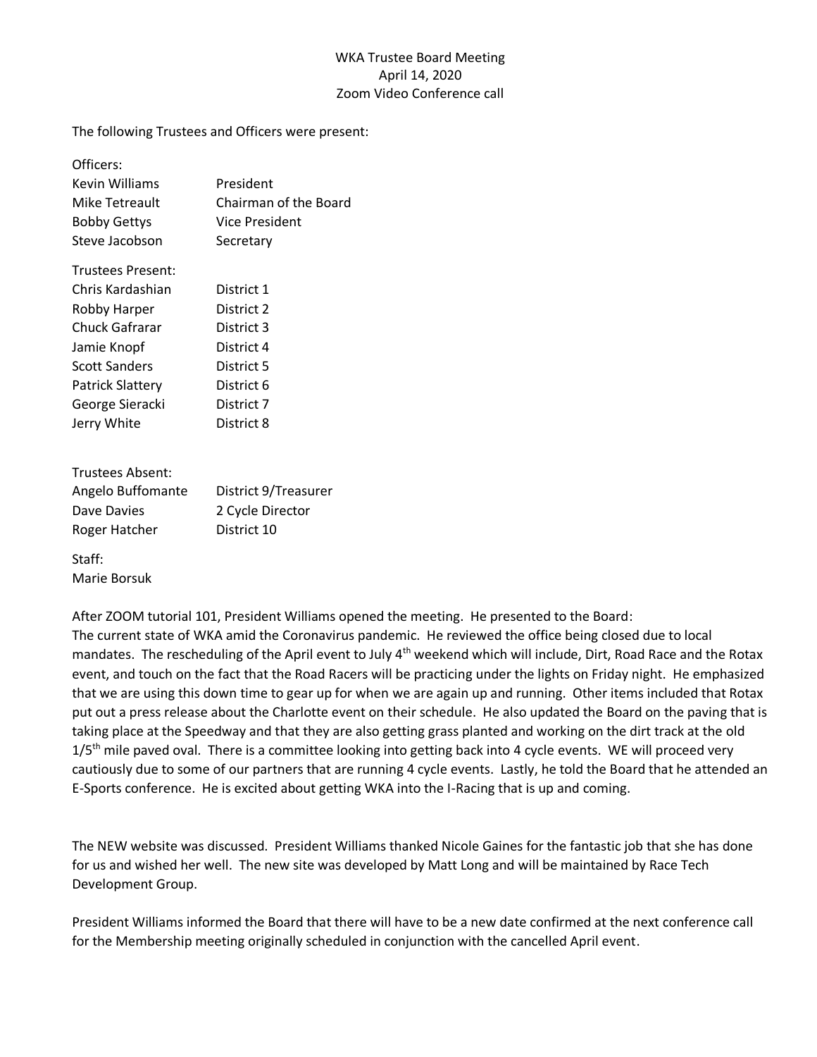WKA Trustee Board Meeting
April 14, 2020
Zoom Video Conference call

The following Trustees and Officers were present:

Officers:

| | |
|---|---|
| Kevin Williams | President |
| Mike Tetreault | Chairman of the Board |
| Bobby Gettys | Vice President |
| Steve Jacobson | Secretary |

Trustees Present:

| | |
|---|---|
| Chris Kardashian | District 1 |
| Robby Harper | District 2 |
| Chuck Gafrarar | District 3 |
| Jamie Knopf | District 4 |
| Scott Sanders | District 5 |
| Patrick Slattery | District 6 |
| George Sieracki | District 7 |
| Jerry White | District 8 |

Trustees Absent:

| | |
|---|---|
| Angelo Buffomante | District 9/Treasurer |
| Dave Davies | 2 Cycle Director |
| Roger Hatcher | District 10 |

Staff:
Marie Borsuk

After ZOOM tutorial 101, President Williams opened the meeting. He presented to the Board:
The current state of WKA amid the Coronavirus pandemic. He reviewed the office being closed due to local mandates. The rescheduling of the April event to July 4th weekend which will include, Dirt, Road Race and the Rotax event, and touch on the fact that the Road Racers will be practicing under the lights on Friday night. He emphasized that we are using this down time to gear up for when we are again up and running. Other items included that Rotax put out a press release about the Charlotte event on their schedule. He also updated the Board on the paving that is taking place at the Speedway and that they are also getting grass planted and working on the dirt track at the old 1/5th mile paved oval. There is a committee looking into getting back into 4 cycle events. WE will proceed very cautiously due to some of our partners that are running 4 cycle events. Lastly, he told the Board that he attended an E-Sports conference. He is excited about getting WKA into the I-Racing that is up and coming.

The NEW website was discussed. President Williams thanked Nicole Gaines for the fantastic job that she has done for us and wished her well. The new site was developed by Matt Long and will be maintained by Race Tech Development Group.

President Williams informed the Board that there will have to be a new date confirmed at the next conference call for the Membership meeting originally scheduled in conjunction with the cancelled April event.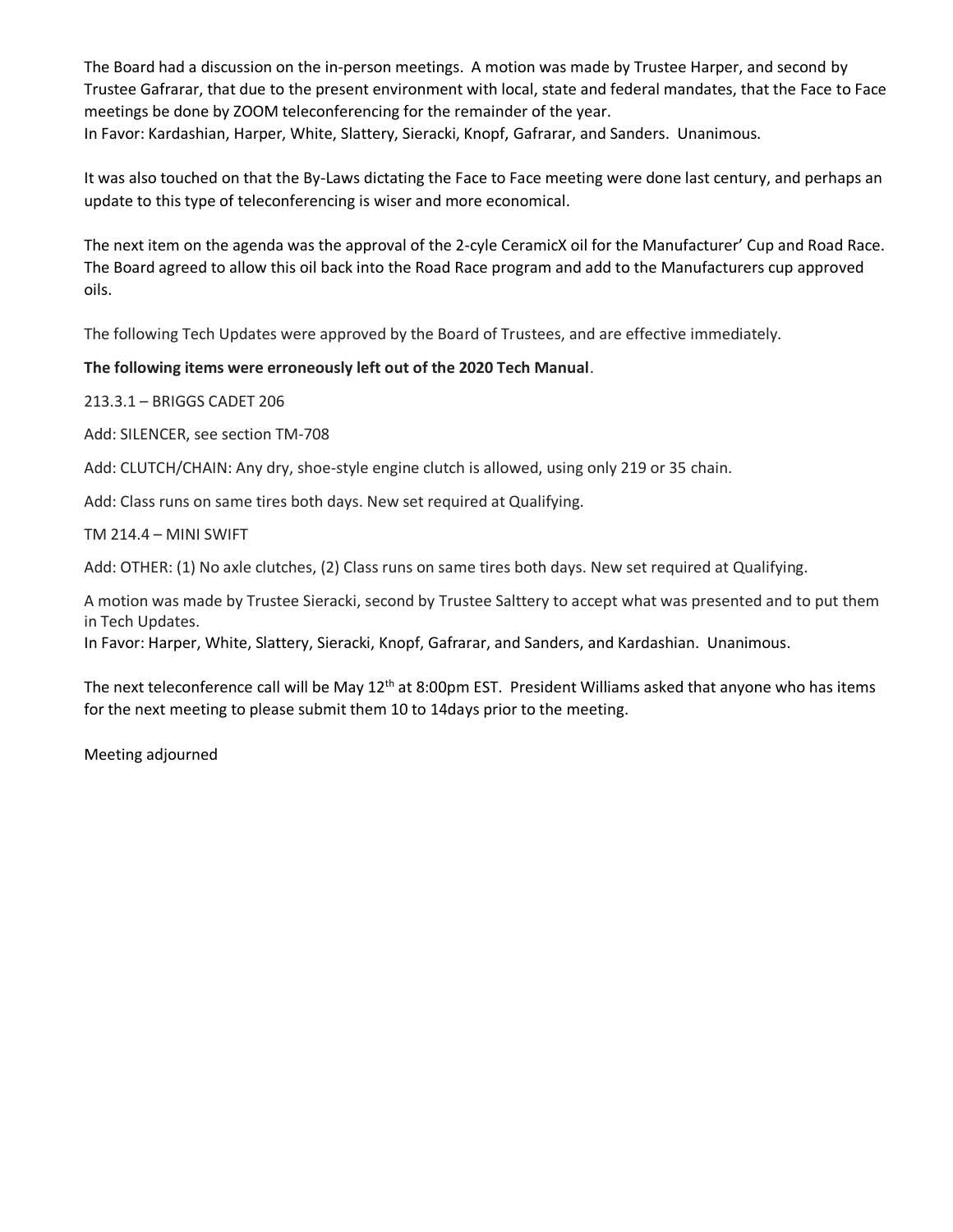The Board had a discussion on the in-person meetings. A motion was made by Trustee Harper, and second by Trustee Gafrarar, that due to the present environment with local, state and federal mandates, that the Face to Face meetings be done by ZOOM teleconferencing for the remainder of the year.
In Favor: Kardashian, Harper, White, Slattery, Sieracki, Knopf, Gafrarar, and Sanders. Unanimous.

It was also touched on that the By-Laws dictating the Face to Face meeting were done last century, and perhaps an update to this type of teleconferencing is wiser and more economical.

The next item on the agenda was the approval of the 2-cyle CeramicX oil for the Manufacturer' Cup and Road Race. The Board agreed to allow this oil back into the Road Race program and add to the Manufacturers cup approved oils.

The following Tech Updates were approved by the Board of Trustees, and are effective immediately.

**The following items were erroneously left out of the 2020 Tech Manual**.

213.3.1 – BRIGGS CADET 206

Add: SILENCER, see section TM-708

Add: CLUTCH/CHAIN: Any dry, shoe-style engine clutch is allowed, using only 219 or 35 chain.

Add: Class runs on same tires both days. New set required at Qualifying.

TM 214.4 – MINI SWIFT

Add: OTHER: (1) No axle clutches, (2) Class runs on same tires both days. New set required at Qualifying.

A motion was made by Trustee Sieracki, second by Trustee Salttery to accept what was presented and to put them in Tech Updates.
In Favor: Harper, White, Slattery, Sieracki, Knopf, Gafrarar, and Sanders, and Kardashian. Unanimous.

The next teleconference call will be May 12th at 8:00pm EST. President Williams asked that anyone who has items for the next meeting to please submit them 10 to 14days prior to the meeting.

Meeting adjourned